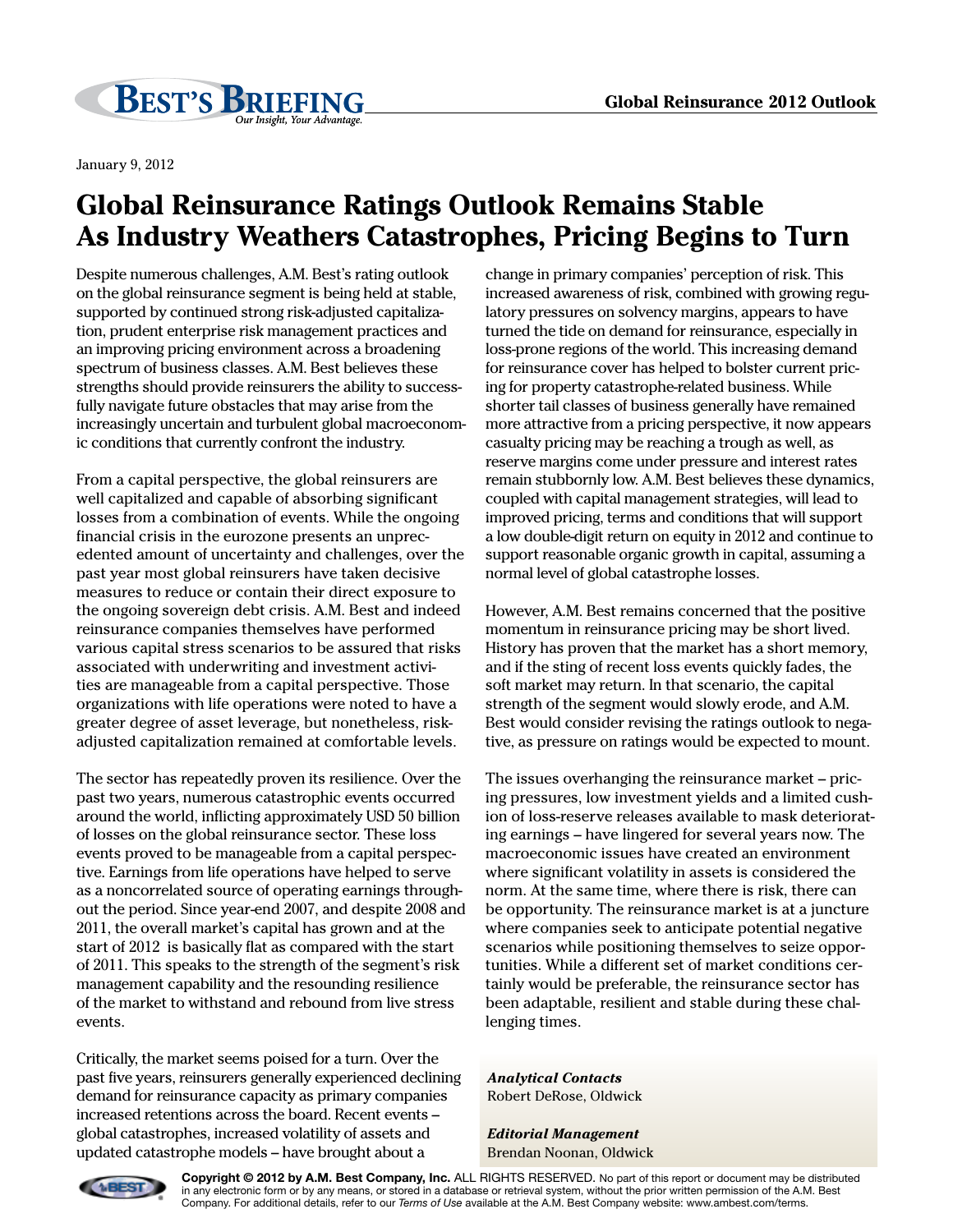January 9, 2012

# Global Reinsurance Ratings Outlook Remains Stable As Industry Weathers Catastrophes, Pricing Begins to Turn

Despite numerous challenges, A.M. Best's rating outlook on the global reinsurance segment is being held at stable, supported by continued strong risk-adjusted capitalization, prudent enterprise risk management practices and an improving pricing environment across a broadening spectrum of business classes. A.M. Best believes these strengths should provide reinsurers the ability to successfully navigate future obstacles that may arise from the increasingly uncertain and turbulent global macroeconomic conditions that currently confront the industry.

From a capital perspective, the global reinsurers are well capitalized and capable of absorbing significant losses from a combination of events. While the ongoing financial crisis in the eurozone presents an unprecedented amount of uncertainty and challenges, over the past year most global reinsurers have taken decisive measures to reduce or contain their direct exposure to the ongoing sovereign debt crisis. A.M. Best and indeed reinsurance companies themselves have performed various capital stress scenarios to be assured that risks associated with underwriting and investment activities are manageable from a capital perspective. Those organizations with life operations were noted to have a greater degree of asset leverage, but nonetheless, risk-adjusted capitalization remained at comfortable levels.

The sector has repeatedly proven its resilience. Over the past two years, numerous catastrophic events occurred around the world, inflicting approximately USD 50 billion of losses on the global reinsurance sector. These loss events proved to be manageable from a capital perspective. Earnings from life operations have helped to serve as a noncorrelated source of operating earnings throughout the period. Since year-end 2007, and despite 2008 and 2011, the overall market's capital has grown and at the start of 2012 is basically flat as compared with the start of 2011. This speaks to the strength of the segment's risk management capability and the resounding resilience of the market to withstand and rebound from live stress events.

Critically, the market seems poised for a turn. Over the past five years, reinsurers generally experienced declining demand for reinsurance capacity as primary companies increased retentions across the board. Recent events – global catastrophes, increased volatility of assets and updated catastrophe models – have brought about a change in primary companies' perception of risk. This increased awareness of risk, combined with growing regulatory pressures on solvency margins, appears to have turned the tide on demand for reinsurance, especially in loss-prone regions of the world. This increasing demand for reinsurance cover has helped to bolster current pricing for property catastrophe-related business. While shorter tail classes of business generally have remained more attractive from a pricing perspective, it now appears casualty pricing may be reaching a trough as well, as reserve margins come under pressure and interest rates remain stubbornly low. A.M. Best believes these dynamics, coupled with capital management strategies, will lead to improved pricing, terms and conditions that will support a low double-digit return on equity in 2012 and continue to support reasonable organic growth in capital, assuming a normal level of global catastrophe losses.

However, A.M. Best remains concerned that the positive momentum in reinsurance pricing may be short lived. History has proven that the market has a short memory, and if the sting of recent loss events quickly fades, the soft market may return. In that scenario, the capital strength of the segment would slowly erode, and A.M. Best would consider revising the ratings outlook to negative, as pressure on ratings would be expected to mount.

The issues overhanging the reinsurance market – pricing pressures, low investment yields and a limited cushion of loss-reserve releases available to mask deteriorating earnings – have lingered for several years now. The macroeconomic issues have created an environment where significant volatility in assets is considered the norm. At the same time, where there is risk, there can be opportunity. The reinsurance market is at a juncture where companies seek to anticipate potential negative scenarios while positioning themselves to seize opportunities. While a different set of market conditions certainly would be preferable, the reinsurance sector has been adaptable, resilient and stable during these challenging times.

***Analytical Contacts***
Robert DeRose, Oldwick

***Editorial Management***
Brendan Noonan, Oldwick

**Copyright © 2012 by A.M. Best Company, Inc.** ALL RIGHTS RESERVED. No part of this report or document may be distributed in any electronic form or by any means, or stored in a database or retrieval system, without the prior written permission of the A.M. Best Company. For additional details, refer to our *Terms of Use* available at the A.M. Best Company website: www.ambest.com/terms.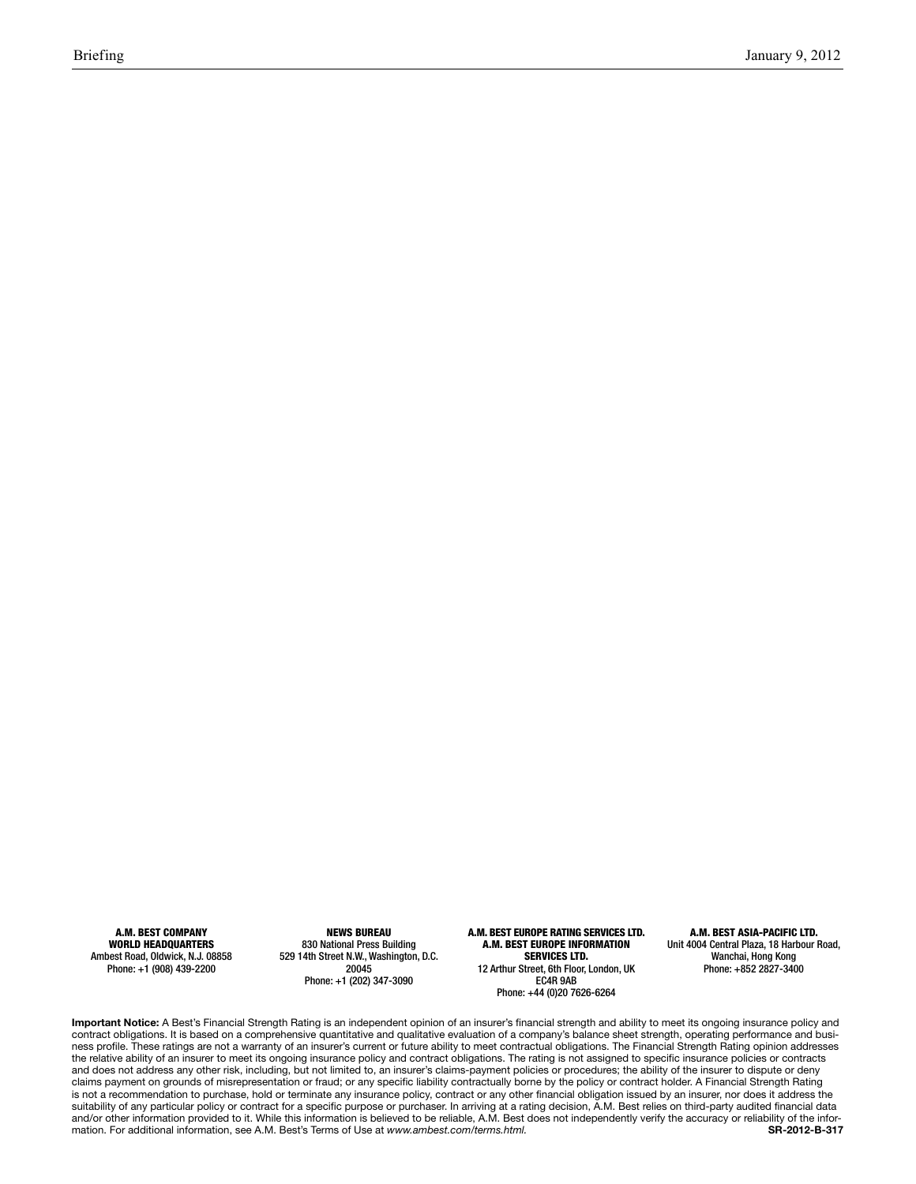**A.M. BEST COMPANY**
**WORLD HEADQUARTERS**
Ambest Road, Oldwick, N.J. 08858
Phone: +1 (908) 439-2200

**NEWS BUREAU**
830 National Press Building
529 14th Street N.W., Washington, D.C. 20045
Phone: +1 (202) 347-3090

**A.M. BEST EUROPE RATING SERVICES LTD.**
**A.M. BEST EUROPE INFORMATION SERVICES LTD.**
12 Arthur Street, 6th Floor, London, UK EC4R 9AB
Phone: +44 (0)20 7626-6264

**A.M. BEST ASIA-PACIFIC LTD.**
Unit 4004 Central Plaza, 18 Harbour Road, Wanchai, Hong Kong
Phone: +852 2827-3400

**Important Notice:** A Best's Financial Strength Rating is an independent opinion of an insurer's financial strength and ability to meet its ongoing insurance policy and contract obligations. It is based on a comprehensive quantitative and qualitative evaluation of a company's balance sheet strength, operating performance and business profile. These ratings are not a warranty of an insurer's current or future ability to meet contractual obligations. The Financial Strength Rating opinion addresses the relative ability of an insurer to meet its ongoing insurance policy and contract obligations. The rating is not assigned to specific insurance policies or contracts and does not address any other risk, including, but not limited to, an insurer's claims-payment policies or procedures; the ability of the insurer to dispute or deny claims payment on grounds of misrepresentation or fraud; or any specific liability contractually borne by the policy or contract holder. A Financial Strength Rating is not a recommendation to purchase, hold or terminate any insurance policy, contract or any other financial obligation issued by an insurer, nor does it address the suitability of any particular policy or contract for a specific purpose or purchaser. In arriving at a rating decision, A.M. Best relies on third-party audited financial data and/or other information provided to it. While this information is believed to be reliable, A.M. Best does not independently verify the accuracy or reliability of the information. For additional information, see A.M. Best's Terms of Use at *www.ambest.com/terms.html*. **SR-2012-B-317**